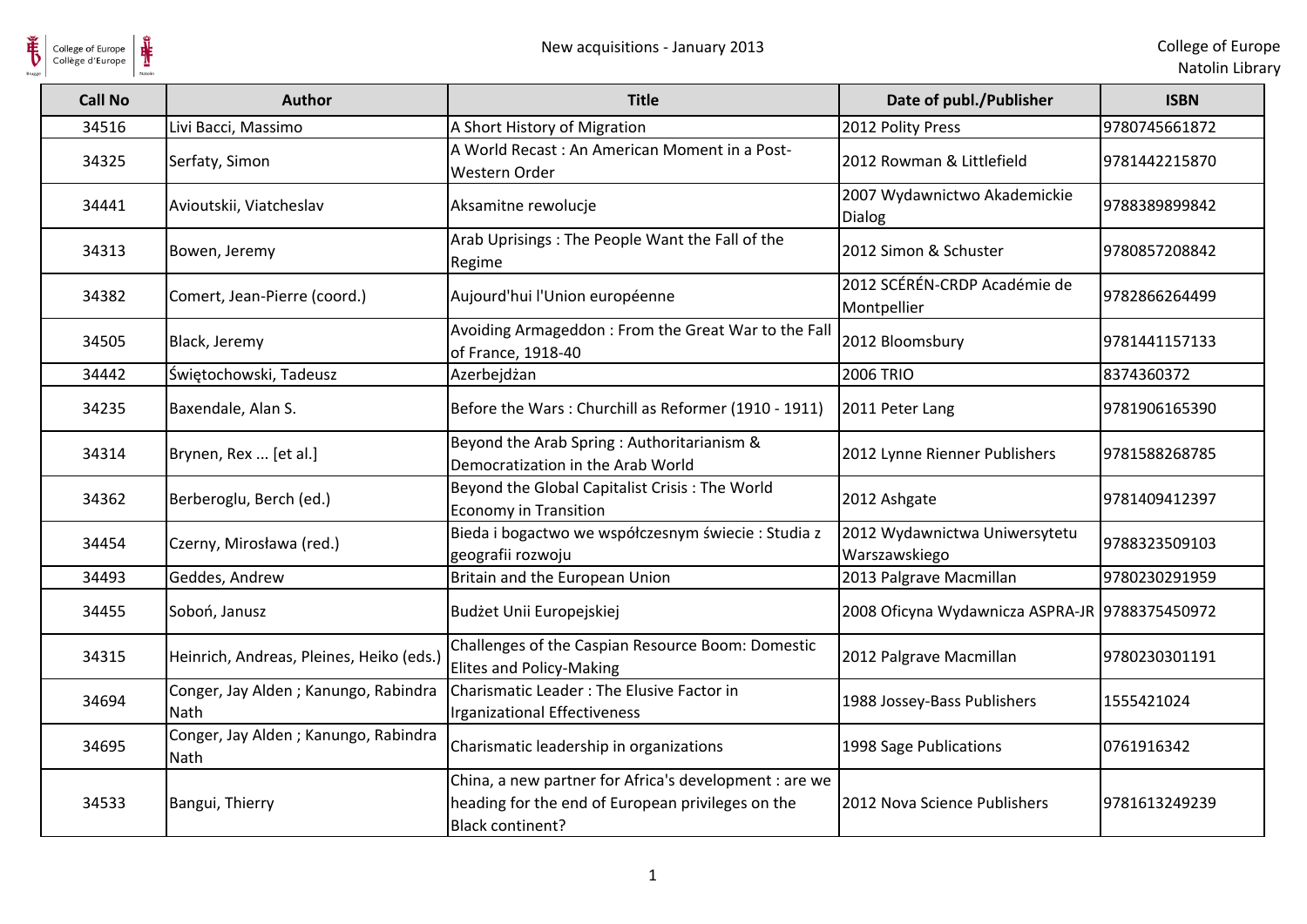| Call No | Author | Title | Date of publ./Publisher | ISBN |
|---|---|---|---|---|
| 34516 | Livi Bacci, Massimo | A Short History of Migration | 2012 Polity Press | 9780745661872 |
| 34325 | Serfaty, Simon | A World Recast : An American Moment in a Post-Western Order | 2012 Rowman & Littlefield | 9781442215870 |
| 34441 | Avioutskii, Viatcheslav | Aksamitne rewolucje | 2007 Wydawnictwo Akademickie Dialog | 9788389899842 |
| 34313 | Bowen, Jeremy | Arab Uprisings : The People Want the Fall of the Regime | 2012 Simon & Schuster | 9780857208842 |
| 34382 | Comert, Jean-Pierre (coord.) | Aujourd'hui l'Union européenne | 2012 SCÉRÉN-CRDP Académie de Montpellier | 9782866264499 |
| 34505 | Black, Jeremy | Avoiding Armageddon : From the Great War to the Fall of France, 1918-40 | 2012 Bloomsbury | 9781441157133 |
| 34442 | Świętochowski, Tadeusz | Azerbejdżan | 2006 TRIO | 8374360372 |
| 34235 | Baxendale, Alan S. | Before the Wars : Churchill as Reformer (1910 - 1911) | 2011 Peter Lang | 9781906165390 |
| 34314 | Brynen, Rex ... [et al.] | Beyond the Arab Spring : Authoritarianism & Democratization in the Arab World | 2012 Lynne Rienner Publishers | 9781588268785 |
| 34362 | Berberoglu, Berch (ed.) | Beyond the Global Capitalist Crisis : The World Economy in Transition | 2012 Ashgate | 9781409412397 |
| 34454 | Czerny, Mirosława (red.) | Bieda i bogactwo we współczesnym świecie : Studia z geografii rozwoju | 2012 Wydawnictwa Uniwersytetu Warszawskiego | 9788323509103 |
| 34493 | Geddes, Andrew | Britain and the European Union | 2013 Palgrave Macmillan | 9780230291959 |
| 34455 | Soboń, Janusz | Budżet Unii Europejskiej | 2008 Oficyna Wydawnicza ASPRA-JR | 9788375450972 |
| 34315 | Heinrich, Andreas, Pleines, Heiko (eds.) | Challenges of the Caspian Resource Boom: Domestic Elites and Policy-Making | 2012 Palgrave Macmillan | 9780230301191 |
| 34694 | Conger, Jay Alden ; Kanungo, Rabindra Nath | Charismatic Leader : The Elusive Factor in Irganizational Effectiveness | 1988 Jossey-Bass Publishers | 1555421024 |
| 34695 | Conger, Jay Alden ; Kanungo, Rabindra Nath | Charismatic leadership in organizations | 1998 Sage Publications | 0761916342 |
| 34533 | Bangui, Thierry | China, a new partner for Africa's development : are we heading for the end of European privileges on the Black continent? | 2012 Nova Science Publishers | 9781613249239 |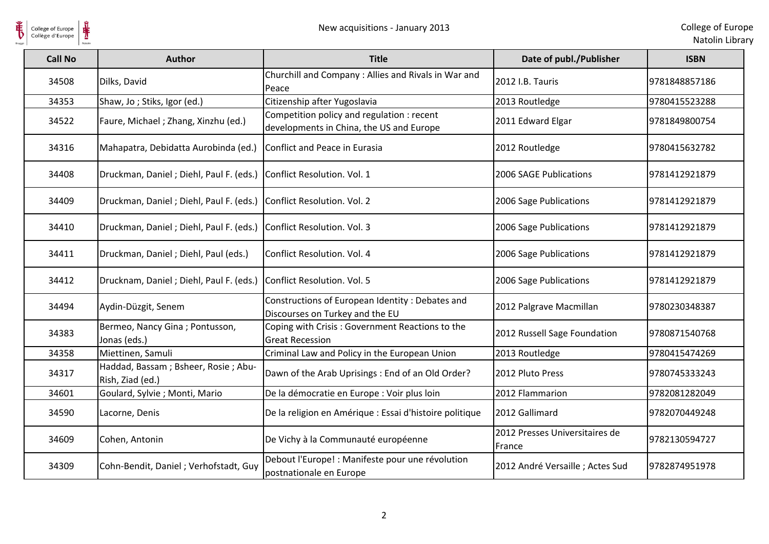| Call No | Author | Title | Date of publ./Publisher | ISBN |
| --- | --- | --- | --- | --- |
| 34508 | Dilks, David | Churchill and Company : Allies and Rivals in War and Peace | 2012 I.B. Tauris | 9781848857186 |
| 34353 | Shaw, Jo ; Stiks, Igor (ed.) | Citizenship after Yugoslavia | 2013 Routledge | 9780415523288 |
| 34522 | Faure, Michael ; Zhang, Xinzhu (ed.) | Competition policy and regulation : recent developments in China, the US and Europe | 2011 Edward Elgar | 9781849800754 |
| 34316 | Mahapatra, Debidatta Aurobinda (ed.) | Conflict and Peace in Eurasia | 2012 Routledge | 9780415632782 |
| 34408 | Druckman, Daniel ; Diehl, Paul F. (eds.) | Conflict Resolution. Vol. 1 | 2006 SAGE Publications | 9781412921879 |
| 34409 | Druckman, Daniel ; Diehl, Paul F. (eds.) | Conflict Resolution. Vol. 2 | 2006 Sage Publications | 9781412921879 |
| 34410 | Druckman, Daniel ; Diehl, Paul F. (eds.) | Conflict Resolution. Vol. 3 | 2006 Sage Publications | 9781412921879 |
| 34411 | Druckman, Daniel ; Diehl, Paul (eds.) | Conflict Resolution. Vol. 4 | 2006 Sage Publications | 9781412921879 |
| 34412 | Drucknam, Daniel ; Diehl, Paul F. (eds.) | Conflict Resolution. Vol. 5 | 2006 Sage Publications | 9781412921879 |
| 34494 | Aydin-Düzgit, Senem | Constructions of European Identity : Debates and Discourses on Turkey and the EU | 2012 Palgrave Macmillan | 9780230348387 |
| 34383 | Bermeo, Nancy Gina ; Pontusson, Jonas (eds.) | Coping with Crisis : Government Reactions to the Great Recession | 2012 Russell Sage Foundation | 9780871540768 |
| 34358 | Miettinen, Samuli | Criminal Law and Policy in the European Union | 2013 Routledge | 9780415474269 |
| 34317 | Haddad, Bassam ; Bsheer, Rosie ; Abu-Rish, Ziad (ed.) | Dawn of the Arab Uprisings : End of an Old Order? | 2012 Pluto Press | 9780745333243 |
| 34601 | Goulard, Sylvie ; Monti, Mario | De la démocratie en Europe : Voir plus loin | 2012 Flammarion | 9782081282049 |
| 34590 | Lacorne, Denis | De la religion en Amérique : Essai d'histoire politique | 2012 Gallimard | 9782070449248 |
| 34609 | Cohen, Antonin | De Vichy à la Communauté européenne | 2012 Presses Universitaires de France | 9782130594727 |
| 34309 | Cohn-Bendit, Daniel ; Verhofstadt, Guy | Debout l'Europe! : Manifeste pour une révolution postnationale en Europe | 2012 André Versaille ; Actes Sud | 9782874951978 |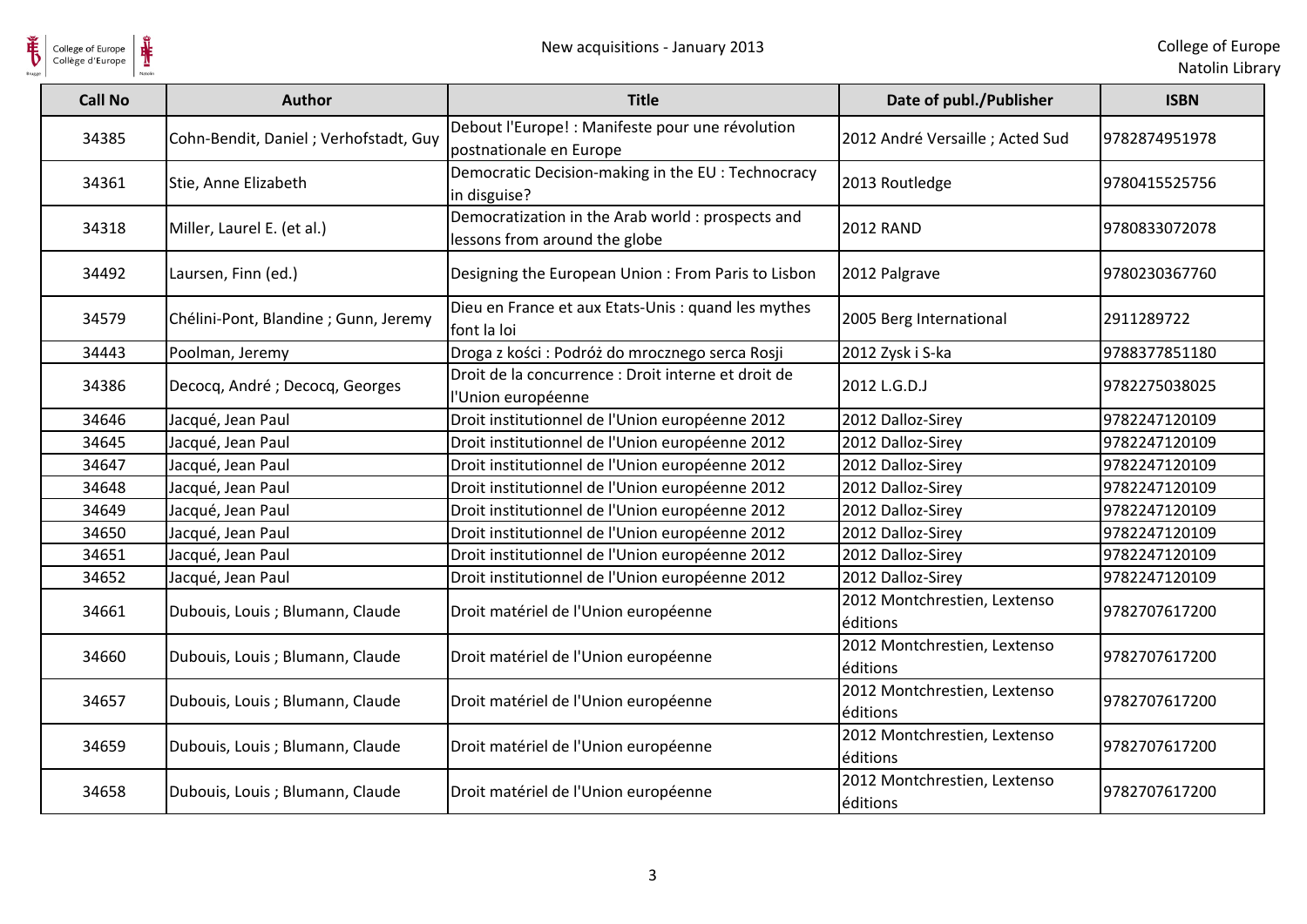| Call No | Author | Title | Date of publ./Publisher | ISBN |
| --- | --- | --- | --- | --- |
| 34385 | Cohn-Bendit, Daniel ; Verhofstadt, Guy | Debout l'Europe! : Manifeste pour une révolution postnationale en Europe | 2012 André Versaille ; Acted Sud | 9782874951978 |
| 34361 | Stie, Anne Elizabeth | Democratic Decision-making in the EU : Technocracy in disguise? | 2013 Routledge | 9780415525756 |
| 34318 | Miller, Laurel E. (et al.) | Democratization in the Arab world : prospects and lessons from around the globe | 2012 RAND | 9780833072078 |
| 34492 | Laursen, Finn (ed.) | Designing the European Union : From Paris to Lisbon | 2012 Palgrave | 9780230367760 |
| 34579 | Chélini-Pont, Blandine ; Gunn, Jeremy | Dieu en France et aux Etats-Unis : quand les mythes font la loi | 2005 Berg International | 2911289722 |
| 34443 | Poolman, Jeremy | Droga z kości : Podróż do mrocznego serca Rosji | 2012 Zysk i S-ka | 9788377851180 |
| 34386 | Decocq, André ; Decocq, Georges | Droit de la concurrence : Droit interne et droit de l'Union européenne | 2012 L.G.D.J | 9782275038025 |
| 34646 | Jacqué, Jean Paul | Droit institutionnel de l'Union européenne 2012 | 2012 Dalloz-Sirey | 9782247120109 |
| 34645 | Jacqué, Jean Paul | Droit institutionnel de l'Union européenne 2012 | 2012 Dalloz-Sirey | 9782247120109 |
| 34647 | Jacqué, Jean Paul | Droit institutionnel de l'Union européenne 2012 | 2012 Dalloz-Sirey | 9782247120109 |
| 34648 | Jacqué, Jean Paul | Droit institutionnel de l'Union européenne 2012 | 2012 Dalloz-Sirey | 9782247120109 |
| 34649 | Jacqué, Jean Paul | Droit institutionnel de l'Union européenne 2012 | 2012 Dalloz-Sirey | 9782247120109 |
| 34650 | Jacqué, Jean Paul | Droit institutionnel de l'Union européenne 2012 | 2012 Dalloz-Sirey | 9782247120109 |
| 34651 | Jacqué, Jean Paul | Droit institutionnel de l'Union européenne 2012 | 2012 Dalloz-Sirey | 9782247120109 |
| 34652 | Jacqué, Jean Paul | Droit institutionnel de l'Union européenne 2012 | 2012 Dalloz-Sirey | 9782247120109 |
| 34661 | Dubouis, Louis ; Blumann, Claude | Droit matériel de l'Union européenne | 2012 Montchrestien, Lextenso éditions | 9782707617200 |
| 34660 | Dubouis, Louis ; Blumann, Claude | Droit matériel de l'Union européenne | 2012 Montchrestien, Lextenso éditions | 9782707617200 |
| 34657 | Dubouis, Louis ; Blumann, Claude | Droit matériel de l'Union européenne | 2012 Montchrestien, Lextenso éditions | 9782707617200 |
| 34659 | Dubouis, Louis ; Blumann, Claude | Droit matériel de l'Union européenne | 2012 Montchrestien, Lextenso éditions | 9782707617200 |
| 34658 | Dubouis, Louis ; Blumann, Claude | Droit matériel de l'Union européenne | 2012 Montchrestien, Lextenso éditions | 9782707617200 |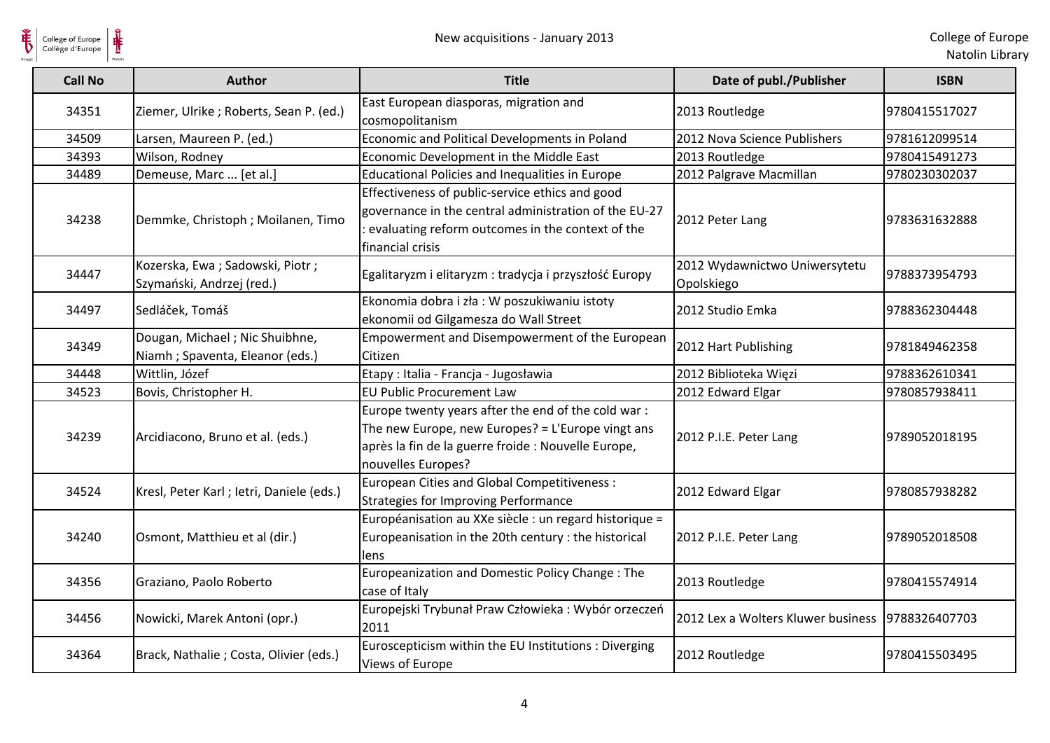| Call No | Author | Title | Date of publ./Publisher | ISBN |
|---|---|---|---|---|
| 34351 | Ziemer, Ulrike ; Roberts, Sean P. (ed.) | East European diasporas, migration and cosmopolitanism | 2013 Routledge | 9780415517027 |
| 34509 | Larsen, Maureen P. (ed.) | Economic and Political Developments in Poland | 2012 Nova Science Publishers | 9781612099514 |
| 34393 | Wilson, Rodney | Economic Development in the Middle East | 2013 Routledge | 9780415491273 |
| 34489 | Demeuse, Marc ... [et al.] | Educational Policies and Inequalities in Europe | 2012 Palgrave Macmillan | 9780230302037 |
| 34238 | Demmke, Christoph ; Moilanen, Timo | Effectiveness of public-service ethics and good governance in the central administration of the EU-27 : evaluating reform outcomes in the context of the financial crisis | 2012 Peter Lang | 9783631632888 |
| 34447 | Kozerska, Ewa ; Sadowski, Piotr ; Szymański, Andrzej (red.) | Egalitaryzm i elitaryzm : tradycja i przyszłość Europy | 2012 Wydawnictwo Uniwersytetu Opolskiego | 9788373954793 |
| 34497 | Sedláček, Tomáš | Ekonomia dobra i zła : W poszukiwaniu istoty ekonomii od Gilgamesza do Wall Street | 2012 Studio Emka | 9788362304448 |
| 34349 | Dougan, Michael ; Nic Shuibhne, Niamh ; Spaventa, Eleanor (eds.) | Empowerment and Disempowerment of the European Citizen | 2012 Hart Publishing | 9781849462358 |
| 34448 | Wittlin, Józef | Etapy : Italia - Francja - Jugosławia | 2012 Biblioteka Więzi | 9788362610341 |
| 34523 | Bovis, Christopher H. | EU Public Procurement Law | 2012 Edward Elgar | 9780857938411 |
| 34239 | Arcidiacono, Bruno et al. (eds.) | Europe twenty years after the end of the cold war : The new Europe, new Europes? = L'Europe vingt ans après la fin de la guerre froide : Nouvelle Europe, nouvelles Europes? | 2012 P.I.E. Peter Lang | 9789052018195 |
| 34524 | Kresl, Peter Karl ; Ietri, Daniele (eds.) | European Cities and Global Competitiveness : Strategies for Improving Performance | 2012 Edward Elgar | 9780857938282 |
| 34240 | Osmont, Matthieu et al (dir.) | Européanisation au XXe siècle : un regard historique = Europeanisation in the 20th century : the historical lens | 2012 P.I.E. Peter Lang | 9789052018508 |
| 34356 | Graziano, Paolo Roberto | Europeanization and Domestic Policy Change : The case of Italy | 2013 Routledge | 9780415574914 |
| 34456 | Nowicki, Marek Antoni (opr.) | Europejski Trybunał Praw Człowieka : Wybór orzeczeń 2011 | 2012 Lex a Wolters Kluwer business | 9788326407703 |
| 34364 | Brack, Nathalie ; Costa, Olivier (eds.) | Euroscepticism within the EU Institutions : Diverging Views of Europe | 2012 Routledge | 9780415503495 |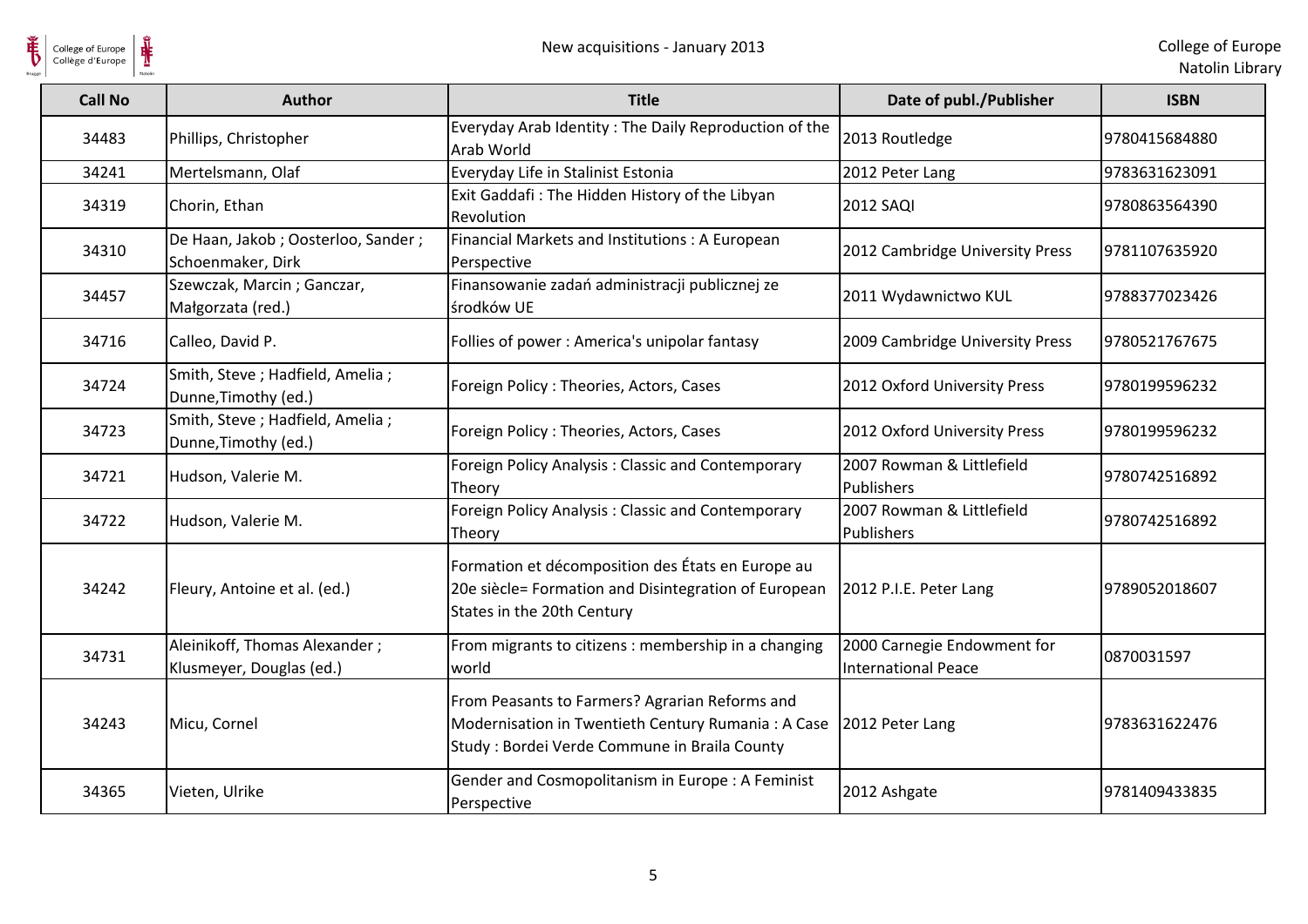| Call No | Author | Title | Date of publ./Publisher | ISBN |
| --- | --- | --- | --- | --- |
| 34483 | Phillips, Christopher | Everyday Arab Identity : The Daily Reproduction of the Arab World | 2013 Routledge | 9780415684880 |
| 34241 | Mertelsmann, Olaf | Everyday Life in Stalinist Estonia | 2012 Peter Lang | 9783631623091 |
| 34319 | Chorin, Ethan | Exit Gaddafi : The Hidden History of the Libyan Revolution | 2012 SAQI | 9780863564390 |
| 34310 | De Haan, Jakob ; Oosterloo, Sander ; Schoenmaker, Dirk | Financial Markets and Institutions : A European Perspective | 2012 Cambridge University Press | 9781107635920 |
| 34457 | Szewczak, Marcin ; Ganczar, Małgorzata (red.) | Finansowanie zadań administracji publicznej ze środków UE | 2011 Wydawnictwo KUL | 9788377023426 |
| 34716 | Calleo, David P. | Follies of power : America's unipolar fantasy | 2009 Cambridge University Press | 9780521767675 |
| 34724 | Smith, Steve ; Hadfield, Amelia ; Dunne,Timothy (ed.) | Foreign Policy : Theories, Actors, Cases | 2012 Oxford University Press | 9780199596232 |
| 34723 | Smith, Steve ; Hadfield, Amelia ; Dunne,Timothy (ed.) | Foreign Policy : Theories, Actors, Cases | 2012 Oxford University Press | 9780199596232 |
| 34721 | Hudson, Valerie M. | Foreign Policy Analysis : Classic and Contemporary Theory | 2007 Rowman & Littlefield Publishers | 9780742516892 |
| 34722 | Hudson, Valerie M. | Foreign Policy Analysis : Classic and Contemporary Theory | 2007 Rowman & Littlefield Publishers | 9780742516892 |
| 34242 | Fleury, Antoine et al. (ed.) | Formation et décomposition des États en Europe au 20e siècle= Formation and Disintegration of European States in the 20th Century | 2012 P.I.E. Peter Lang | 9789052018607 |
| 34731 | Aleinikoff, Thomas Alexander ; Klusmeyer, Douglas (ed.) | From migrants to citizens : membership in a changing world | 2000 Carnegie Endowment for International Peace | 0870031597 |
| 34243 | Micu, Cornel | From Peasants to Farmers? Agrarian Reforms and Modernisation in Twentieth Century Rumania : A Case Study : Bordei Verde Commune in Braila County | 2012 Peter Lang | 9783631622476 |
| 34365 | Vieten, Ulrike | Gender and Cosmopolitanism in Europe : A Feminist Perspective | 2012 Ashgate | 9781409433835 |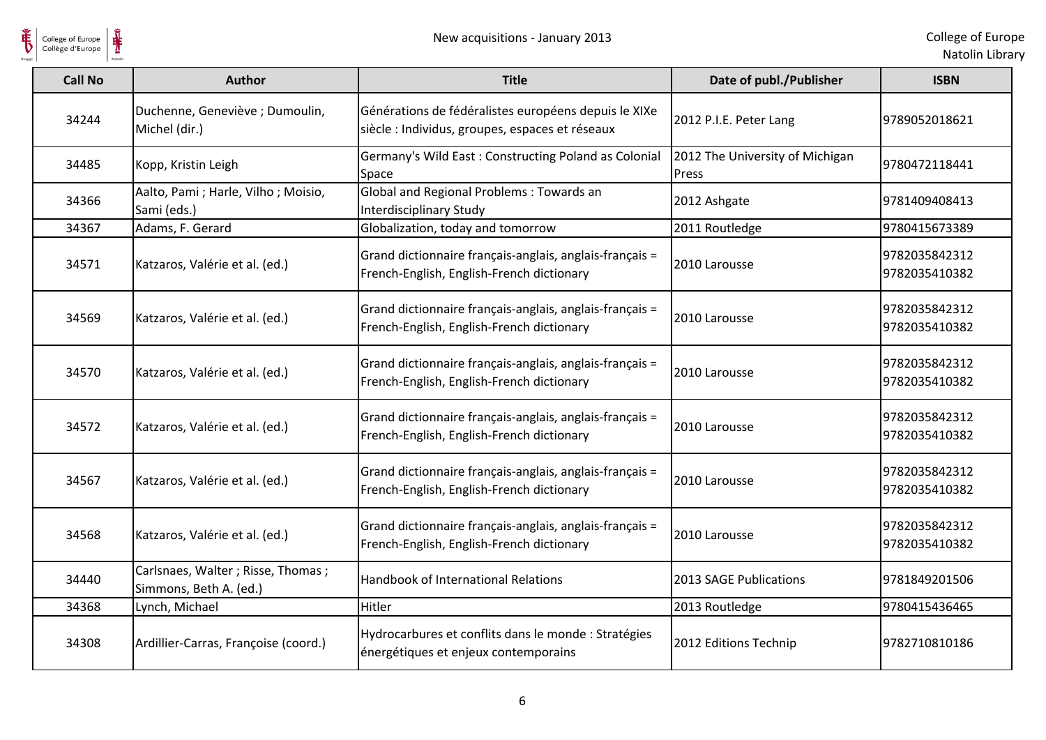| Call No | Author | Title | Date of publ./Publisher | ISBN |
|---|---|---|---|---|
| 34244 | Duchenne, Geneviève ; Dumoulin, Michel (dir.) | Générations de fédéralistes européens depuis le XIXe siècle : Individus, groupes, espaces et réseaux | 2012 P.I.E. Peter Lang | 9789052018621 |
| 34485 | Kopp, Kristin Leigh | Germany's Wild East : Constructing Poland as Colonial Space | 2012 The University of Michigan Press | 9780472118441 |
| 34366 | Aalto, Pami ; Harle, Vilho ; Moisio, Sami (eds.) | Global and Regional Problems : Towards an Interdisciplinary Study | 2012 Ashgate | 9781409408413 |
| 34367 | Adams, F. Gerard | Globalization, today and tomorrow | 2011 Routledge | 9780415673389 |
| 34571 | Katzaros, Valérie et al. (ed.) | Grand dictionnaire français-anglais, anglais-français = French-English, English-French dictionary | 2010 Larousse | 9782035842312 9782035410382 |
| 34569 | Katzaros, Valérie et al. (ed.) | Grand dictionnaire français-anglais, anglais-français = French-English, English-French dictionary | 2010 Larousse | 9782035842312 9782035410382 |
| 34570 | Katzaros, Valérie et al. (ed.) | Grand dictionnaire français-anglais, anglais-français = French-English, English-French dictionary | 2010 Larousse | 9782035842312 9782035410382 |
| 34572 | Katzaros, Valérie et al. (ed.) | Grand dictionnaire français-anglais, anglais-français = French-English, English-French dictionary | 2010 Larousse | 9782035842312 9782035410382 |
| 34567 | Katzaros, Valérie et al. (ed.) | Grand dictionnaire français-anglais, anglais-français = French-English, English-French dictionary | 2010 Larousse | 9782035842312 9782035410382 |
| 34568 | Katzaros, Valérie et al. (ed.) | Grand dictionnaire français-anglais, anglais-français = French-English, English-French dictionary | 2010 Larousse | 9782035842312 9782035410382 |
| 34440 | Carlsnaes, Walter ; Risse, Thomas ; Simmons, Beth A. (ed.) | Handbook of International Relations | 2013 SAGE Publications | 9781849201506 |
| 34368 | Lynch, Michael | Hitler | 2013 Routledge | 9780415436465 |
| 34308 | Ardillier-Carras, Françoise (coord.) | Hydrocarbures et conflits dans le monde : Stratégies énergétiques et enjeux contemporains | 2012 Editions Technip | 9782710810186 |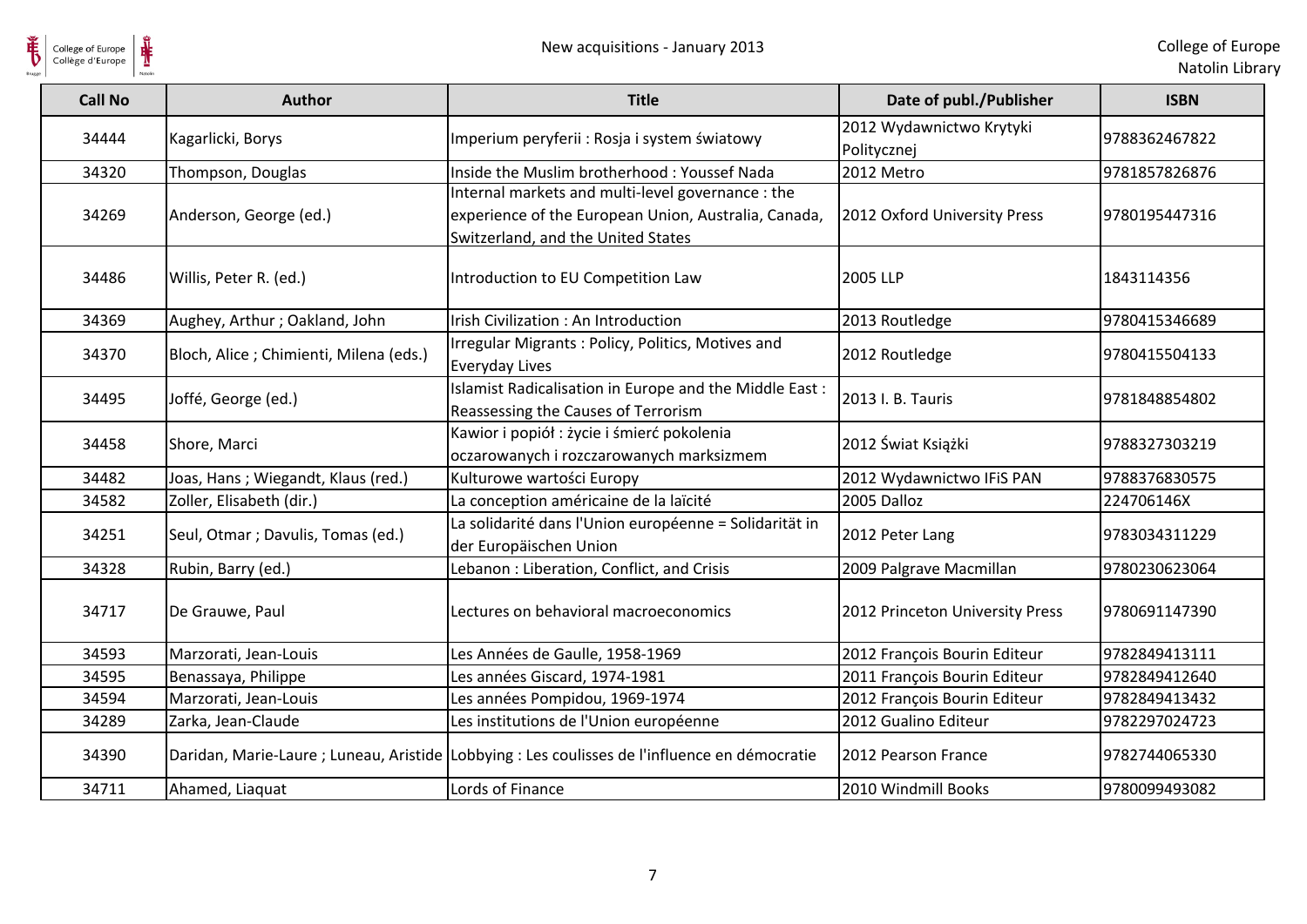| Call No | Author | Title | Date of publ./Publisher | ISBN |
|---|---|---|---|---|
| 34444 | Kagarlicki, Borys | Imperium peryferii : Rosja i system światowy | 2012 Wydawnictwo Krytyki Politycznej | 9788362467822 |
| 34320 | Thompson, Douglas | Inside the Muslim brotherhood : Youssef Nada | 2012 Metro | 9781857826876 |
| 34269 | Anderson, George (ed.) | Internal markets and multi-level governance : the experience of the European Union, Australia, Canada, Switzerland, and the United States | 2012 Oxford University Press | 9780195447316 |
| 34486 | Willis, Peter R. (ed.) | Introduction to EU Competition Law | 2005 LLP | 1843114356 |
| 34369 | Aughey, Arthur ; Oakland, John | Irish Civilization : An Introduction | 2013 Routledge | 9780415346689 |
| 34370 | Bloch, Alice ; Chimienti, Milena (eds.) | Irregular Migrants : Policy, Politics, Motives and Everyday Lives | 2012 Routledge | 9780415504133 |
| 34495 | Joffé, George (ed.) | Islamist Radicalisation in Europe and the Middle East : Reassessing the Causes of Terrorism | 2013 I. B. Tauris | 9781848854802 |
| 34458 | Shore, Marci | Kawior i popiół : życie i śmierć pokolenia oczarowanych i rozczarowanych marksizmem | 2012 Świat Książki | 9788327303219 |
| 34482 | Joas, Hans ; Wiegandt, Klaus (red.) | Kulturowe wartości Europy | 2012 Wydawnictwo IFiS PAN | 9788376830575 |
| 34582 | Zoller, Elisabeth (dir.) | La conception américaine de la laïcité | 2005 Dalloz | 224706146X |
| 34251 | Seul, Otmar ; Davulis, Tomas (ed.) | La solidarité dans l'Union européenne = Solidarität in der Europäischen Union | 2012 Peter Lang | 9783034311229 |
| 34328 | Rubin, Barry (ed.) | Lebanon : Liberation, Conflict, and Crisis | 2009 Palgrave Macmillan | 9780230623064 |
| 34717 | De Grauwe, Paul | Lectures on behavioral macroeconomics | 2012 Princeton University Press | 9780691147390 |
| 34593 | Marzorati, Jean-Louis | Les Années de Gaulle, 1958-1969 | 2012 François Bourin Editeur | 9782849413111 |
| 34595 | Benassaya, Philippe | Les années Giscard, 1974-1981 | 2011 François Bourin Editeur | 9782849412640 |
| 34594 | Marzorati, Jean-Louis | Les années Pompidou, 1969-1974 | 2012 François Bourin Editeur | 9782849413432 |
| 34289 | Zarka, Jean-Claude | Les institutions de l'Union européenne | 2012 Gualino Editeur | 9782297024723 |
| 34390 | Daridan, Marie-Laure ; Luneau, Aristide | Lobbying : Les coulisses de l'influence en démocratie | 2012 Pearson France | 9782744065330 |
| 34711 | Ahamed, Liaquat | Lords of Finance | 2010 Windmill Books | 9780099493082 |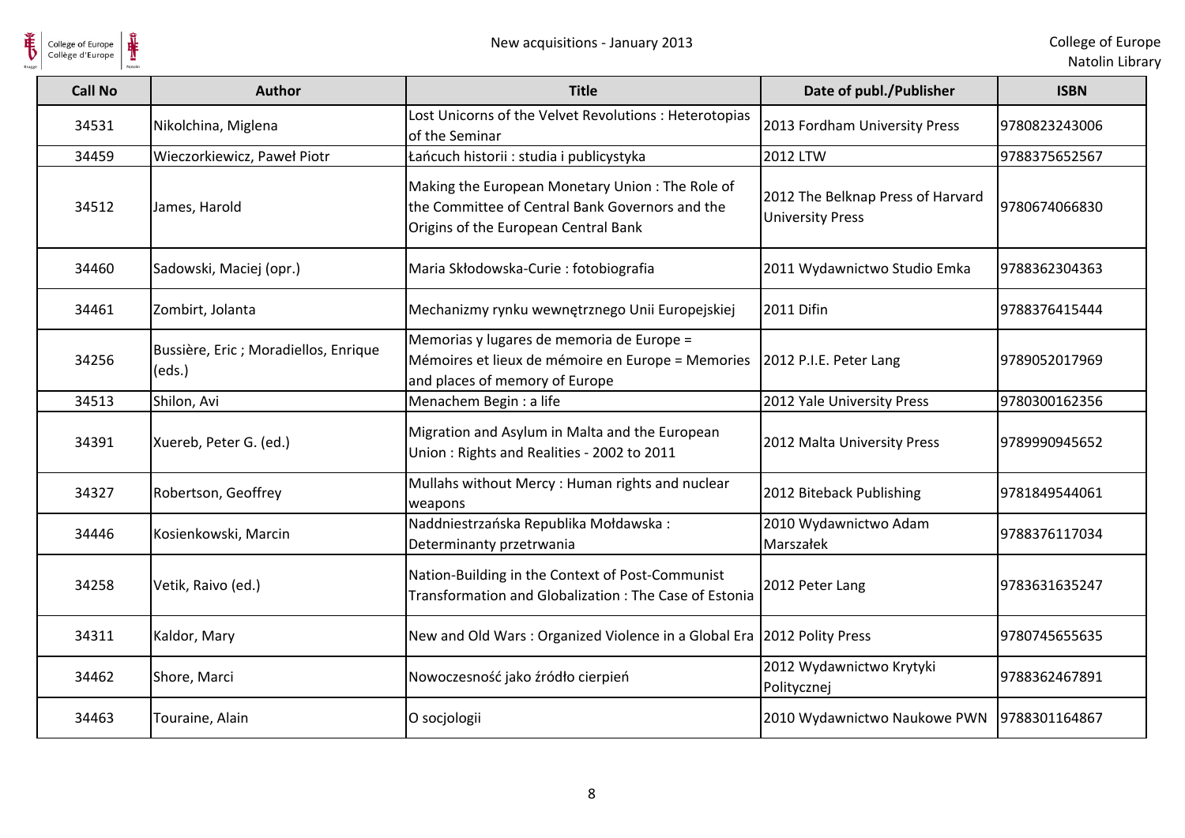| Call No | Author | Title | Date of publ./Publisher | ISBN |
|---|---|---|---|---|
| 34531 | Nikolchina, Miglena | Lost Unicorns of the Velvet Revolutions : Heterotopias of the Seminar | 2013 Fordham University Press | 9780823243006 |
| 34459 | Wieczorkiewicz, Paweł Piotr | Łańcuch historii : studia i publicystyka | 2012 LTW | 9788375652567 |
| 34512 | James, Harold | Making the European Monetary Union : The Role of the Committee of Central Bank Governors and the Origins of the European Central Bank | 2012 The Belknap Press of Harvard University Press | 9780674066830 |
| 34460 | Sadowski, Maciej (opr.) | Maria Skłodowska-Curie : fotobiografia | 2011 Wydawnictwo Studio Emka | 9788362304363 |
| 34461 | Zombirt, Jolanta | Mechanizmy rynku wewnętrznego Unii Europejskiej | 2011 Difin | 9788376415444 |
| 34256 | Bussière, Eric ; Moradiellos, Enrique (eds.) | Memorias y lugares de memoria de Europe = Mémoires et lieux de mémoire en Europe = Memories and places of memory of Europe | 2012 P.I.E. Peter Lang | 9789052017969 |
| 34513 | Shilon, Avi | Menachem Begin : a life | 2012 Yale University Press | 9780300162356 |
| 34391 | Xuereb, Peter G. (ed.) | Migration and Asylum in Malta and the European Union : Rights and Realities - 2002 to 2011 | 2012 Malta University Press | 9789990945652 |
| 34327 | Robertson, Geoffrey | Mullahs without Mercy : Human rights and nuclear weapons | 2012 Biteback Publishing | 9781849544061 |
| 34446 | Kosienkowski, Marcin | Naddniestrzańska Republika Mołdawska : Determinanty przetrwania | 2010 Wydawnictwo Adam Marszałek | 9788376117034 |
| 34258 | Vetik, Raivo (ed.) | Nation-Building in the Context of Post-Communist Transformation and Globalization : The Case of Estonia | 2012 Peter Lang | 9783631635247 |
| 34311 | Kaldor, Mary | New and Old Wars : Organized Violence in a Global Era | 2012 Polity Press | 9780745655635 |
| 34462 | Shore, Marci | Nowoczesność jako źródło cierpień | 2012 Wydawnictwo Krytyki Politycznej | 9788362467891 |
| 34463 | Touraine, Alain | O socjologii | 2010 Wydawnictwo Naukowe PWN | 9788301164867 |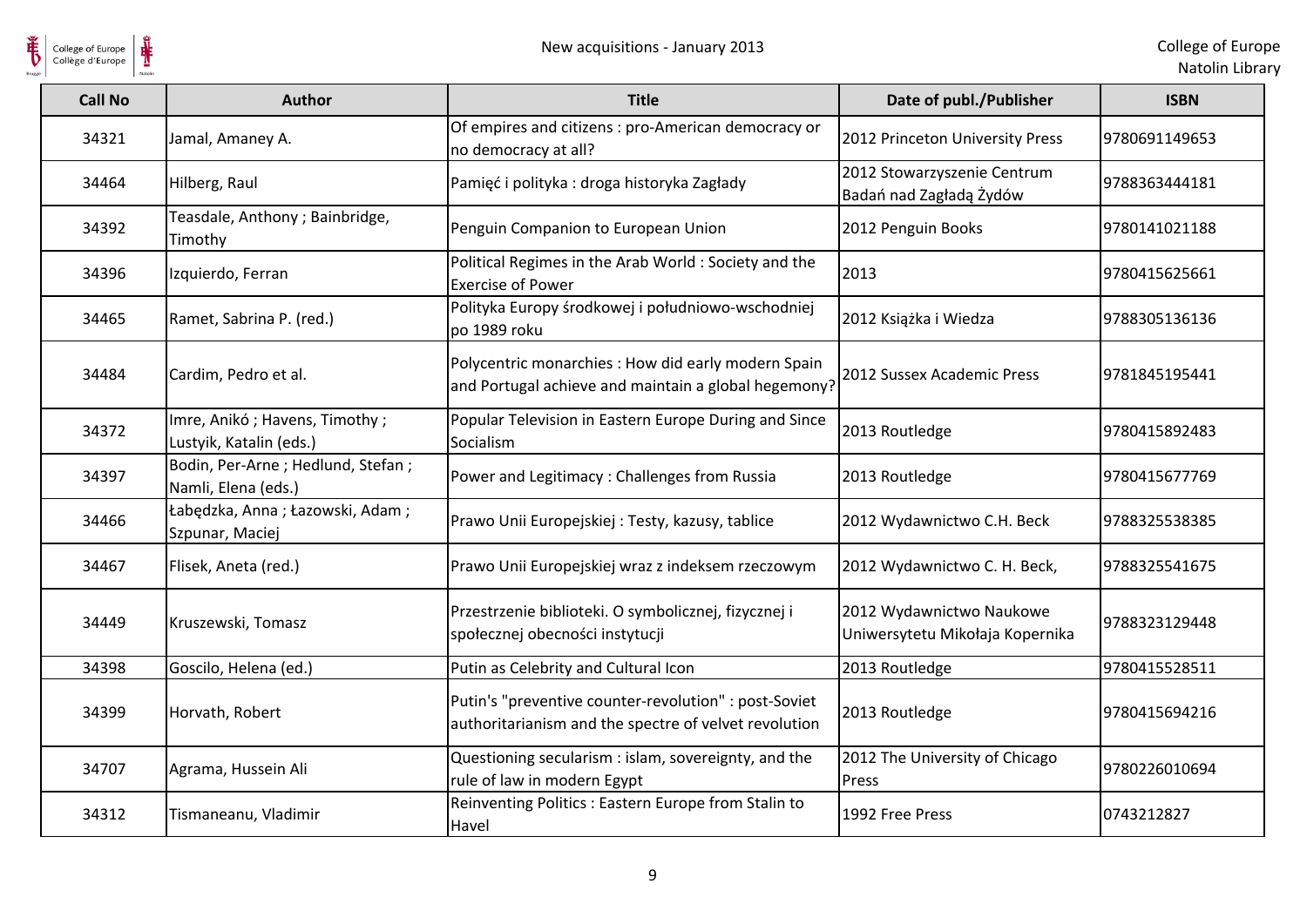| Call No | Author | Title | Date of publ./Publisher | ISBN |
| --- | --- | --- | --- | --- |
| 34321 | Jamal, Amaney A. | Of empires and citizens : pro-American democracy or no democracy at all? | 2012 Princeton University Press | 9780691149653 |
| 34464 | Hilberg, Raul | Pamięć i polityka : droga historyka Zagłady | 2012 Stowarzyszenie Centrum Badań nad Zagładą Żydów | 9788363444181 |
| 34392 | Teasdale, Anthony ; Bainbridge, Timothy | Penguin Companion to European Union | 2012 Penguin Books | 9780141021188 |
| 34396 | Izquierdo, Ferran | Political Regimes in the Arab World : Society and the Exercise of Power | 2013 | 9780415625661 |
| 34465 | Ramet, Sabrina P. (red.) | Polityka Europy środkowej i południowo-wschodniej po 1989 roku | 2012 Książka i Wiedza | 9788305136136 |
| 34484 | Cardim, Pedro et al. | Polycentric monarchies : How did early modern Spain and Portugal achieve and maintain a global hegemony? | 2012 Sussex Academic Press | 9781845195441 |
| 34372 | Imre, Anikó ; Havens, Timothy ; Lustyik, Katalin (eds.) | Popular Television in Eastern Europe During and Since Socialism | 2013 Routledge | 9780415892483 |
| 34397 | Bodin, Per-Arne ; Hedlund, Stefan ; Namli, Elena (eds.) | Power and Legitimacy : Challenges from Russia | 2013 Routledge | 9780415677769 |
| 34466 | Łabędzka, Anna ; Łazowski, Adam ; Szpunar, Maciej | Prawo Unii Europejskiej : Testy, kazusy, tablice | 2012 Wydawnictwo C.H. Beck | 9788325538385 |
| 34467 | Flisek, Aneta (red.) | Prawo Unii Europejskiej wraz z indeksem rzeczowym | 2012 Wydawnictwo C. H. Beck, | 9788325541675 |
| 34449 | Kruszewski, Tomasz | Przestrzenie biblioteki. O symbolicznej, fizycznej i społecznej obecności instytucji | 2012 Wydawnictwo Naukowe Uniwersytetu Mikołaja Kopernika | 9788323129448 |
| 34398 | Goscilo, Helena (ed.) | Putin as Celebrity and Cultural Icon | 2013 Routledge | 9780415528511 |
| 34399 | Horvath, Robert | Putin's "preventive counter-revolution" : post-Soviet authoritarianism and the spectre of velvet revolution | 2013 Routledge | 9780415694216 |
| 34707 | Agrama, Hussein Ali | Questioning secularism : islam, sovereignty, and the rule of law in modern Egypt | 2012 The University of Chicago Press | 9780226010694 |
| 34312 | Tismaneanu, Vladimir | Reinventing Politics : Eastern Europe from Stalin to Havel | 1992 Free Press | 0743212827 |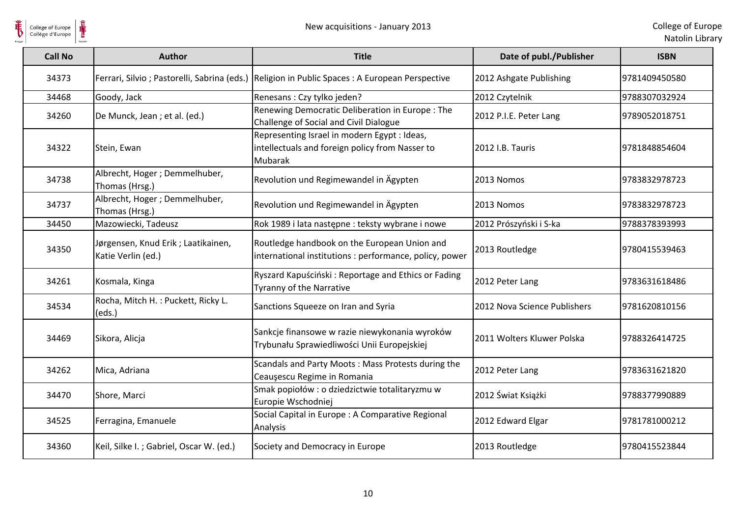| Call No | Author | Title | Date of publ./Publisher | ISBN |
| --- | --- | --- | --- | --- |
| 34373 | Ferrari, Silvio ; Pastorelli, Sabrina (eds.) | Religion in Public Spaces : A European Perspective | 2012 Ashgate Publishing | 9781409450580 |
| 34468 | Goody, Jack | Renesans : Czy tylko jeden? | 2012 Czytelnik | 9788307032924 |
| 34260 | De Munck, Jean ; et al. (ed.) | Renewing Democratic Deliberation in Europe : The Challenge of Social and Civil Dialogue | 2012 P.I.E. Peter Lang | 9789052018751 |
| 34322 | Stein, Ewan | Representing Israel in modern Egypt : Ideas, intellectuals and foreign policy from Nasser to Mubarak | 2012 I.B. Tauris | 9781848854604 |
| 34738 | Albrecht, Hoger ; Demmelhuber, Thomas (Hrsg.) | Revolution und Regimewandel in Ägypten | 2013 Nomos | 9783832978723 |
| 34737 | Albrecht, Hoger ; Demmelhuber, Thomas (Hrsg.) | Revolution und Regimewandel in Ägypten | 2013 Nomos | 9783832978723 |
| 34450 | Mazowiecki, Tadeusz | Rok 1989 i lata następne : teksty wybrane i nowe | 2012 Prószyński i S-ka | 9788378393993 |
| 34350 | Jørgensen, Knud Erik ; Laatikainen, Katie Verlin (ed.) | Routledge handbook on the European Union and international institutions : performance, policy, power | 2013 Routledge | 9780415539463 |
| 34261 | Kosmala, Kinga | Ryszard Kapuściński : Reportage and Ethics or Fading Tyranny of the Narrative | 2012 Peter Lang | 9783631618486 |
| 34534 | Rocha, Mitch H. : Puckett, Ricky L. (eds.) | Sanctions Squeeze on Iran and Syria | 2012 Nova Science Publishers | 9781620810156 |
| 34469 | Sikora, Alicja | Sankcje finansowe w razie niewykonania wyroków Trybunału Sprawiedliwości Unii Europejskiej | 2011 Wolters Kluwer Polska | 9788326414725 |
| 34262 | Mica, Adriana | Scandals and Party Moots : Mass Protests during the Ceauşescu Regime in Romania | 2012 Peter Lang | 9783631621820 |
| 34470 | Shore, Marci | Smak popiołów : o dziedzictwie totalitaryzmu w Europie Wschodniej | 2012 Świat Książki | 9788377990889 |
| 34525 | Ferragina, Emanuele | Social Capital in Europe : A Comparative Regional Analysis | 2012 Edward Elgar | 9781781000212 |
| 34360 | Keil, Silke I. ; Gabriel, Oscar W. (ed.) | Society and Democracy in Europe | 2013 Routledge | 9780415523844 |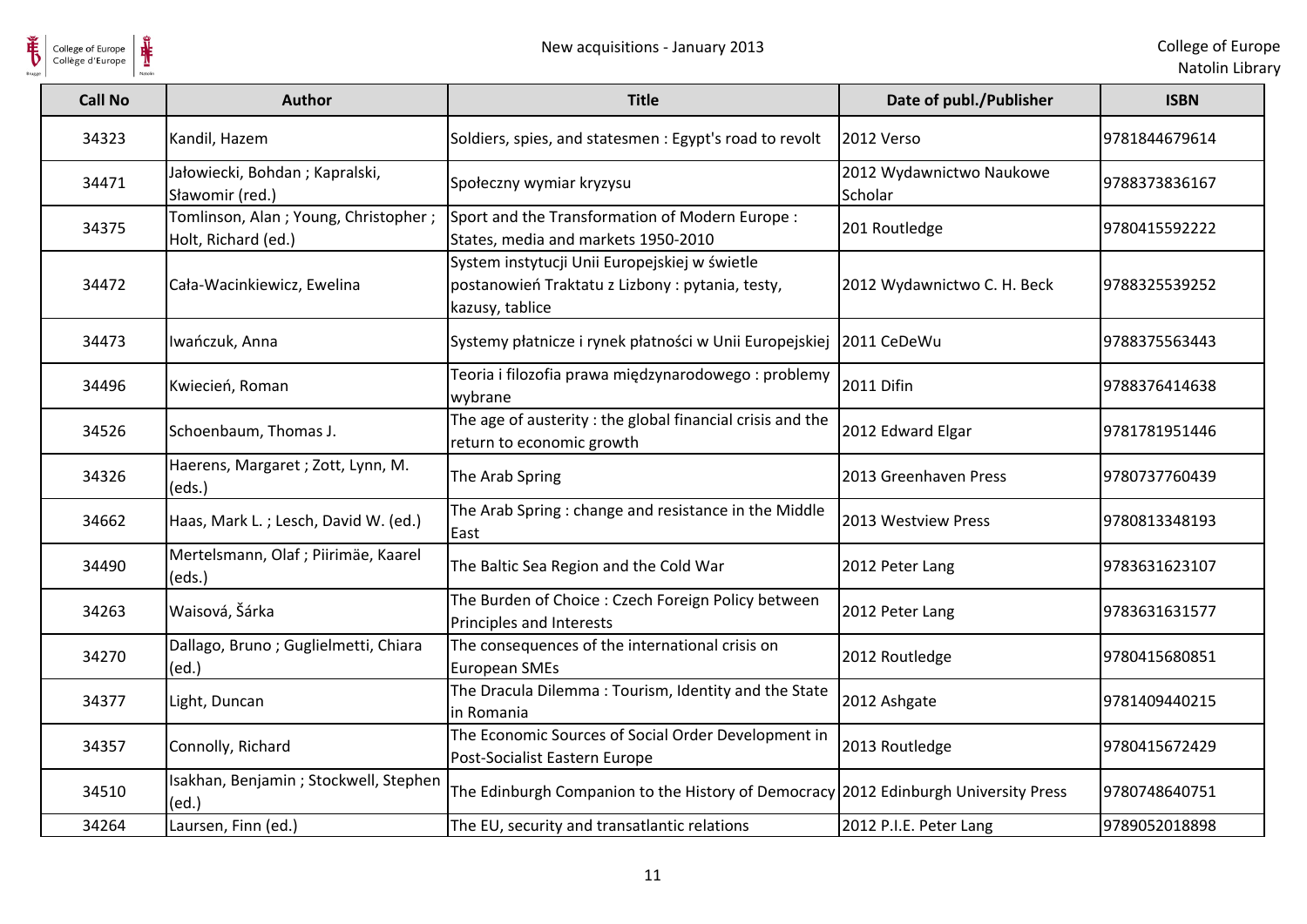| Call No | Author | Title | Date of publ./Publisher | ISBN |
|---|---|---|---|---|
| 34323 | Kandil, Hazem | Soldiers, spies, and statesmen : Egypt's road to revolt | 2012 Verso | 9781844679614 |
| 34471 | Jałowiecki, Bohdan ; Kapralski, Sławomir (red.) | Społeczny wymiar kryzysu | 2012 Wydawnictwo Naukowe Scholar | 9788373836167 |
| 34375 | Tomlinson, Alan ; Young, Christopher ; Holt, Richard (ed.) | Sport and the Transformation of Modern Europe : States, media and markets 1950-2010 | 201 Routledge | 9780415592222 |
| 34472 | Cała-Wacinkiewicz, Ewelina | System instytucji Unii Europejskiej w świetle postanowień Traktatu z Lizbony : pytania, testy, kazusy, tablice | 2012 Wydawnictwo C. H. Beck | 9788325539252 |
| 34473 | Iwańczuk, Anna | Systemy płatnicze i rynek płatności w Unii Europejskiej | 2011 CeDeWu | 9788375563443 |
| 34496 | Kwiecień, Roman | Teoria i filozofia prawa międzynarodowego : problemy wybrane | 2011 Difin | 9788376414638 |
| 34526 | Schoenbaum, Thomas J. | The age of austerity : the global financial crisis and the return to economic growth | 2012 Edward Elgar | 9781781951446 |
| 34326 | Haerens, Margaret ; Zott, Lynn, M. (eds.) | The Arab Spring | 2013 Greenhaven Press | 9780737760439 |
| 34662 | Haas, Mark L. ; Lesch, David W. (ed.) | The Arab Spring : change and resistance in the Middle East | 2013 Westview Press | 9780813348193 |
| 34490 | Mertelsmann, Olaf ; Piirimäe, Kaarel (eds.) | The Baltic Sea Region and the Cold War | 2012 Peter Lang | 9783631623107 |
| 34263 | Waisová, Šárka | The Burden of Choice : Czech Foreign Policy between Principles and Interests | 2012 Peter Lang | 9783631631577 |
| 34270 | Dallago, Bruno ; Guglielmetti, Chiara (ed.) | The consequences of the international crisis on European SMEs | 2012 Routledge | 9780415680851 |
| 34377 | Light, Duncan | The Dracula Dilemma : Tourism, Identity and the State in Romania | 2012 Ashgate | 9781409440215 |
| 34357 | Connolly, Richard | The Economic Sources of Social Order Development in Post-Socialist Eastern Europe | 2013 Routledge | 9780415672429 |
| 34510 | Isakhan, Benjamin ; Stockwell, Stephen (ed.) | The Edinburgh Companion to the History of Democracy | 2012 Edinburgh University Press | 9780748640751 |
| 34264 | Laursen, Finn (ed.) | The EU, security and transatlantic relations | 2012 P.I.E. Peter Lang | 9789052018898 |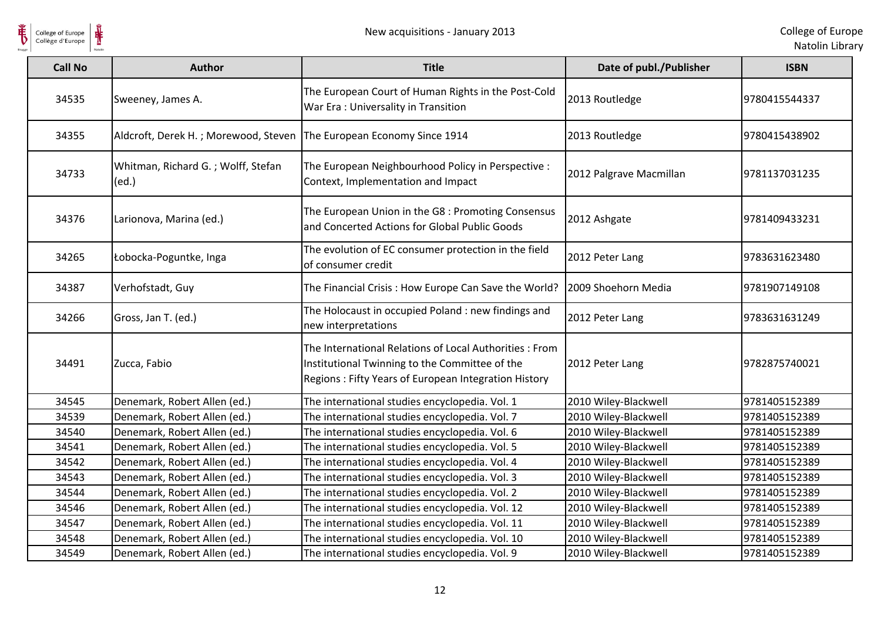| Call No | Author | Title | Date of publ./Publisher | ISBN |
|---|---|---|---|---|
| 34535 | Sweeney, James A. | The European Court of Human Rights in the Post-Cold War Era : Universality in Transition | 2013 Routledge | 9780415544337 |
| 34355 | Aldcroft, Derek H. ; Morewood, Steven | The European Economy Since 1914 | 2013 Routledge | 9780415438902 |
| 34733 | Whitman, Richard G. ; Wolff, Stefan (ed.) | The European Neighbourhood Policy in Perspective : Context, Implementation and Impact | 2012 Palgrave Macmillan | 9781137031235 |
| 34376 | Larionova, Marina (ed.) | The European Union in the G8 : Promoting Consensus and Concerted Actions for Global Public Goods | 2012 Ashgate | 9781409433231 |
| 34265 | Łobocka-Poguntke, Inga | The evolution of EC consumer protection in the field of consumer credit | 2012 Peter Lang | 9783631623480 |
| 34387 | Verhofstadt, Guy | The Financial Crisis : How Europe Can Save the World? | 2009 Shoehorn Media | 9781907149108 |
| 34266 | Gross, Jan T. (ed.) | The Holocaust in occupied Poland : new findings and new interpretations | 2012 Peter Lang | 9783631631249 |
| 34491 | Zucca, Fabio | The International Relations of Local Authorities : From Institutional Twinning to the Committee of the Regions : Fifty Years of European Integration History | 2012 Peter Lang | 9782875740021 |
| 34545 | Denemark, Robert Allen (ed.) | The international studies encyclopedia. Vol. 1 | 2010 Wiley-Blackwell | 9781405152389 |
| 34539 | Denemark, Robert Allen (ed.) | The international studies encyclopedia. Vol. 7 | 2010 Wiley-Blackwell | 9781405152389 |
| 34540 | Denemark, Robert Allen (ed.) | The international studies encyclopedia. Vol. 6 | 2010 Wiley-Blackwell | 9781405152389 |
| 34541 | Denemark, Robert Allen (ed.) | The international studies encyclopedia. Vol. 5 | 2010 Wiley-Blackwell | 9781405152389 |
| 34542 | Denemark, Robert Allen (ed.) | The international studies encyclopedia. Vol. 4 | 2010 Wiley-Blackwell | 9781405152389 |
| 34543 | Denemark, Robert Allen (ed.) | The international studies encyclopedia. Vol. 3 | 2010 Wiley-Blackwell | 9781405152389 |
| 34544 | Denemark, Robert Allen (ed.) | The international studies encyclopedia. Vol. 2 | 2010 Wiley-Blackwell | 9781405152389 |
| 34546 | Denemark, Robert Allen (ed.) | The international studies encyclopedia. Vol. 12 | 2010 Wiley-Blackwell | 9781405152389 |
| 34547 | Denemark, Robert Allen (ed.) | The international studies encyclopedia. Vol. 11 | 2010 Wiley-Blackwell | 9781405152389 |
| 34548 | Denemark, Robert Allen (ed.) | The international studies encyclopedia. Vol. 10 | 2010 Wiley-Blackwell | 9781405152389 |
| 34549 | Denemark, Robert Allen (ed.) | The international studies encyclopedia. Vol. 9 | 2010 Wiley-Blackwell | 9781405152389 |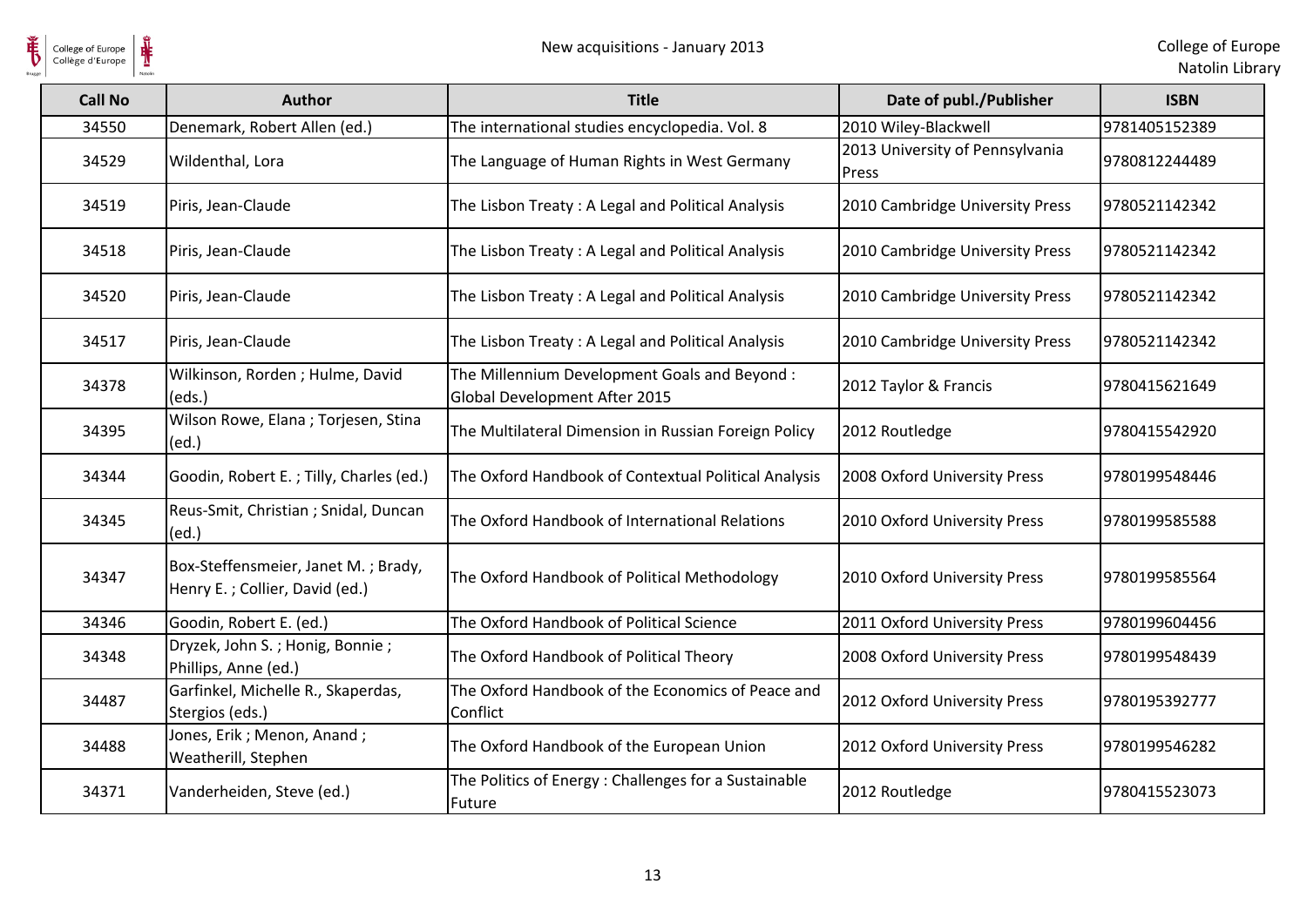| Call No | Author | Title | Date of publ./Publisher | ISBN |
|---|---|---|---|---|
| 34550 | Denemark, Robert Allen (ed.) | The international studies encyclopedia. Vol. 8 | 2010 Wiley-Blackwell | 9781405152389 |
| 34529 | Wildenthal, Lora | The Language of Human Rights in West Germany | 2013 University of Pennsylvania Press | 9780812244489 |
| 34519 | Piris, Jean-Claude | The Lisbon Treaty : A Legal and Political Analysis | 2010 Cambridge University Press | 9780521142342 |
| 34518 | Piris, Jean-Claude | The Lisbon Treaty : A Legal and Political Analysis | 2010 Cambridge University Press | 9780521142342 |
| 34520 | Piris, Jean-Claude | The Lisbon Treaty : A Legal and Political Analysis | 2010 Cambridge University Press | 9780521142342 |
| 34517 | Piris, Jean-Claude | The Lisbon Treaty : A Legal and Political Analysis | 2010 Cambridge University Press | 9780521142342 |
| 34378 | Wilkinson, Rorden ; Hulme, David (eds.) | The Millennium Development Goals and Beyond : Global Development After 2015 | 2012 Taylor & Francis | 9780415621649 |
| 34395 | Wilson Rowe, Elana ; Torjesen, Stina (ed.) | The Multilateral Dimension in Russian Foreign Policy | 2012 Routledge | 9780415542920 |
| 34344 | Goodin, Robert E. ; Tilly, Charles (ed.) | The Oxford Handbook of Contextual Political Analysis | 2008 Oxford University Press | 9780199548446 |
| 34345 | Reus-Smit, Christian ; Snidal, Duncan (ed.) | The Oxford Handbook of International Relations | 2010 Oxford University Press | 9780199585588 |
| 34347 | Box-Steffensmeier, Janet M. ; Brady, Henry E. ; Collier, David (ed.) | The Oxford Handbook of Political Methodology | 2010 Oxford University Press | 9780199585564 |
| 34346 | Goodin, Robert E. (ed.) | The Oxford Handbook of Political Science | 2011 Oxford University Press | 9780199604456 |
| 34348 | Dryzek, John S. ; Honig, Bonnie ; Phillips, Anne (ed.) | The Oxford Handbook of Political Theory | 2008 Oxford University Press | 9780199548439 |
| 34487 | Garfinkel, Michelle R., Skaperdas, Stergios (eds.) | The Oxford Handbook of the Economics of Peace and Conflict | 2012 Oxford University Press | 9780195392777 |
| 34488 | Jones, Erik ; Menon, Anand ; Weatherill, Stephen | The Oxford Handbook of the European Union | 2012 Oxford University Press | 9780199546282 |
| 34371 | Vanderheiden, Steve (ed.) | The Politics of Energy : Challenges for a Sustainable Future | 2012 Routledge | 9780415523073 |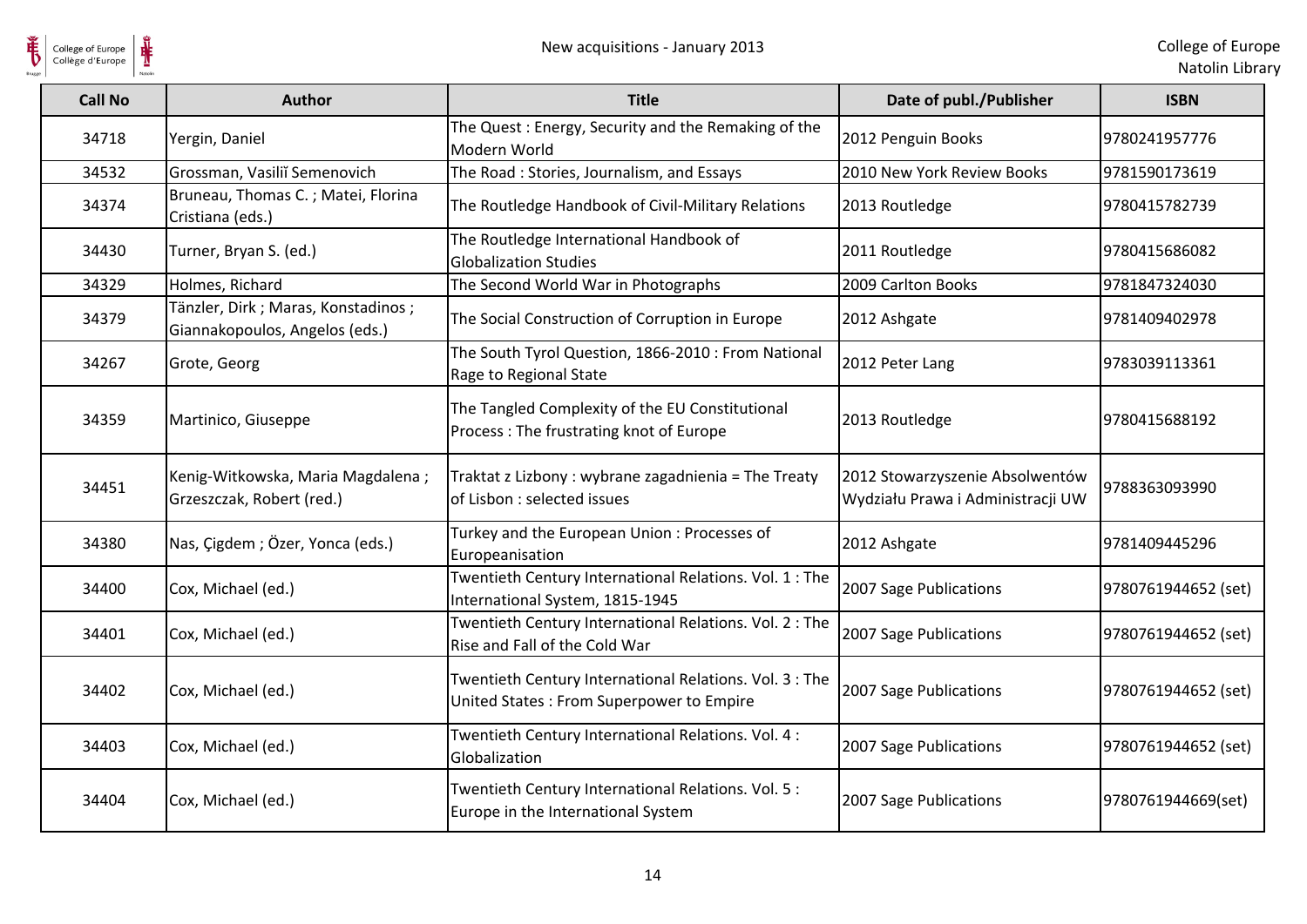| Call No | Author | Title | Date of publ./Publisher | ISBN |
|---|---|---|---|---|
| 34718 | Yergin, Daniel | The Quest : Energy, Security and the Remaking of the Modern World | 2012 Penguin Books | 9780241957776 |
| 34532 | Grossman, Vasiliĭ Semenovich | The Road : Stories, Journalism, and Essays | 2010 New York Review Books | 9781590173619 |
| 34374 | Bruneau, Thomas C. ; Matei, Florina Cristiana (eds.) | The Routledge Handbook of Civil-Military Relations | 2013 Routledge | 9780415782739 |
| 34430 | Turner, Bryan S. (ed.) | The Routledge International Handbook of Globalization Studies | 2011 Routledge | 9780415686082 |
| 34329 | Holmes, Richard | The Second World War in Photographs | 2009 Carlton Books | 9781847324030 |
| 34379 | Tänzler, Dirk ; Maras, Konstadinos ; Giannakopoulos, Angelos (eds.) | The Social Construction of Corruption in Europe | 2012 Ashgate | 9781409402978 |
| 34267 | Grote, Georg | The South Tyrol Question, 1866-2010 : From National Rage to Regional State | 2012 Peter Lang | 9783039113361 |
| 34359 | Martinico, Giuseppe | The Tangled Complexity of the EU Constitutional Process : The frustrating knot of Europe | 2013 Routledge | 9780415688192 |
| 34451 | Kenig-Witkowska, Maria Magdalena ; Grzeszczak, Robert (red.) | Traktat z Lizbony : wybrane zagadnienia = The Treaty of Lisbon : selected issues | 2012 Stowarzyszenie Absolwentów Wydziału Prawa i Administracji UW | 9788363093990 |
| 34380 | Nas, Çigdem ; Özer, Yonca (eds.) | Turkey and the European Union : Processes of Europeanisation | 2012 Ashgate | 9781409445296 |
| 34400 | Cox, Michael (ed.) | Twentieth Century International Relations. Vol. 1 : The International System, 1815-1945 | 2007 Sage Publications | 9780761944652 (set) |
| 34401 | Cox, Michael (ed.) | Twentieth Century International Relations. Vol. 2 : The Rise and Fall of the Cold War | 2007 Sage Publications | 9780761944652 (set) |
| 34402 | Cox, Michael (ed.) | Twentieth Century International Relations. Vol. 3 : The United States : From Superpower to Empire | 2007 Sage Publications | 9780761944652 (set) |
| 34403 | Cox, Michael (ed.) | Twentieth Century International Relations. Vol. 4 : Globalization | 2007 Sage Publications | 9780761944652 (set) |
| 34404 | Cox, Michael (ed.) | Twentieth Century International Relations. Vol. 5 : Europe in the International System | 2007 Sage Publications | 9780761944669(set) |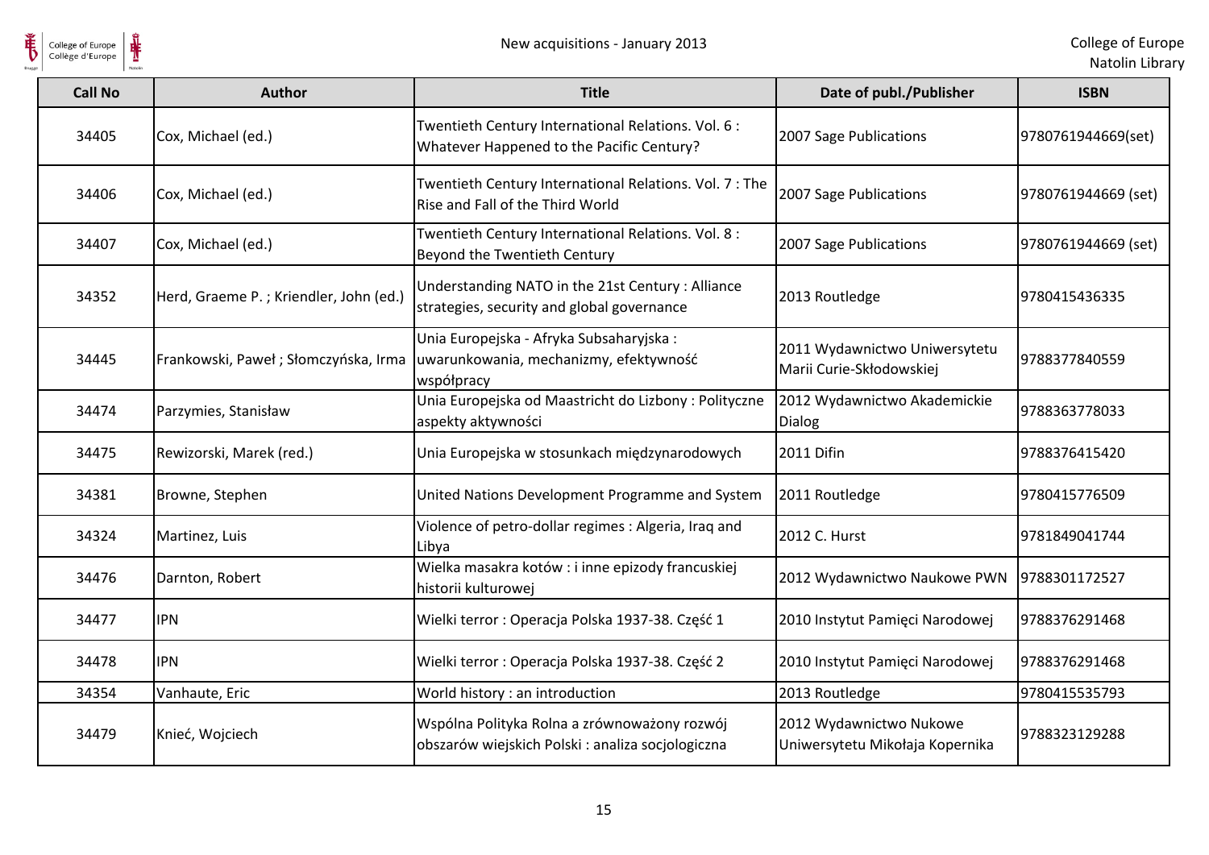| Call No | Author | Title | Date of publ./Publisher | ISBN |
|---|---|---|---|---|
| 34405 | Cox, Michael (ed.) | Twentieth Century International Relations. Vol. 6 : Whatever Happened to the Pacific Century? | 2007 Sage Publications | 9780761944669(set) |
| 34406 | Cox, Michael (ed.) | Twentieth Century International Relations. Vol. 7 : The Rise and Fall of the Third World | 2007 Sage Publications | 9780761944669 (set) |
| 34407 | Cox, Michael (ed.) | Twentieth Century International Relations. Vol. 8 : Beyond the Twentieth Century | 2007 Sage Publications | 9780761944669 (set) |
| 34352 | Herd, Graeme P. ; Kriendler, John (ed.) | Understanding NATO in the 21st Century : Alliance strategies, security and global governance | 2013 Routledge | 9780415436335 |
| 34445 | Frankowski, Paweł ; Słomczyńska, Irma | Unia Europejska - Afryka Subsaharyjska : uwarunkowania, mechanizmy, efektywność współpracy | 2011 Wydawnictwo Uniwersytetu Marii Curie-Skłodowskiej | 9788377840559 |
| 34474 | Parzymies, Stanisław | Unia Europejska od Maastricht do Lizbony : Polityczne aspekty aktywności | 2012 Wydawnictwo Akademickie Dialog | 9788363778033 |
| 34475 | Rewizorski, Marek (red.) | Unia Europejska w stosunkach międzynarodowych | 2011 Difin | 9788376415420 |
| 34381 | Browne, Stephen | United Nations Development Programme and System | 2011 Routledge | 9780415776509 |
| 34324 | Martinez, Luis | Violence of petro-dollar regimes : Algeria, Iraq and Libya | 2012 C. Hurst | 9781849041744 |
| 34476 | Darnton, Robert | Wielka masakra kotów : i inne epizody francuskiej historii kulturowej | 2012 Wydawnictwo Naukowe PWN | 9788301172527 |
| 34477 | IPN | Wielki terror : Operacja Polska 1937-38. Część 1 | 2010 Instytut Pamięci Narodowej | 9788376291468 |
| 34478 | IPN | Wielki terror : Operacja Polska 1937-38. Część 2 | 2010 Instytut Pamięci Narodowej | 9788376291468 |
| 34354 | Vanhaute, Eric | World history : an introduction | 2013 Routledge | 9780415535793 |
| 34479 |Knieć, Wojciech | Wspólna Polityka Rolna a zrównoważony rozwój obszarów wiejskich Polski : analiza socjologiczna | 2012 Wydawnictwo Nukowe Uniwersytetu Mikołaja Kopernika | 9788323129288 |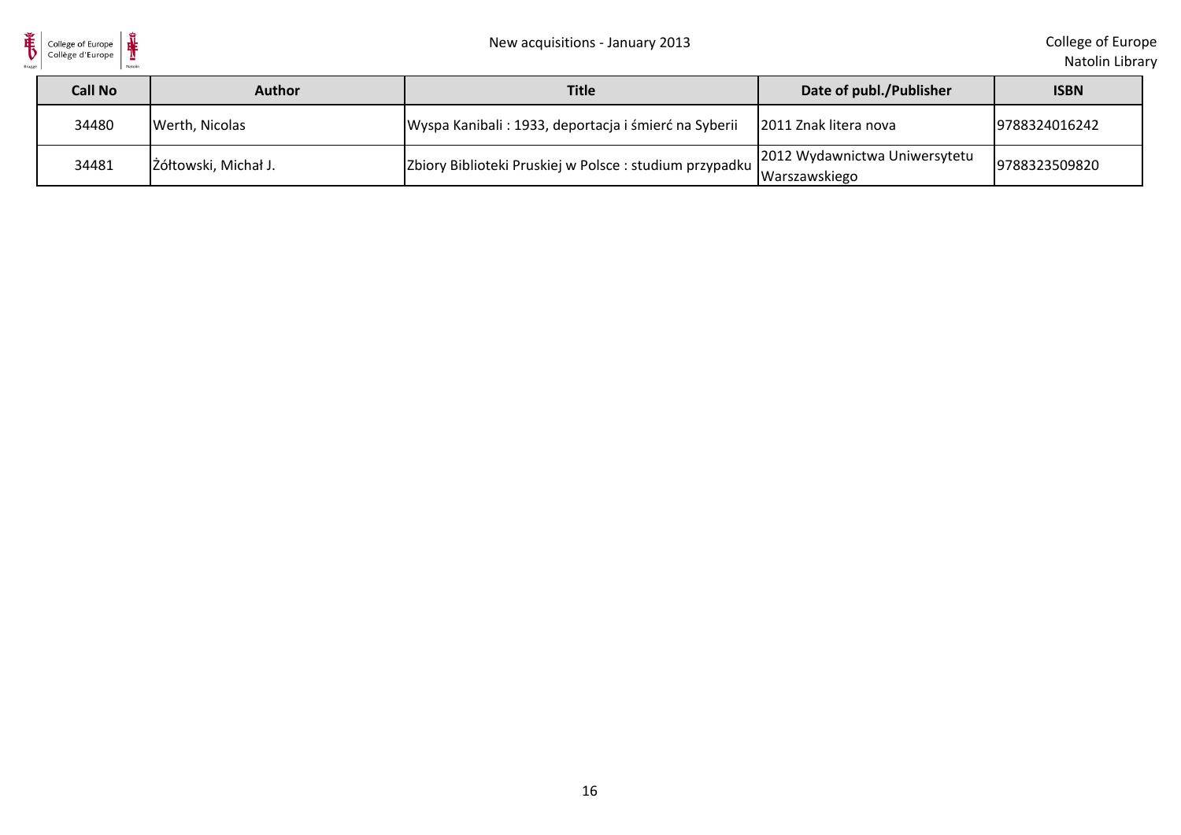| Call No | Author | Title | Date of publ./Publisher | ISBN |
|---|---|---|---|---|
| 34480 | Werth, Nicolas | Wyspa Kanibali : 1933, deportacja i śmierć na Syberii | 2011 Znak litera nova | 9788324016242 |
| 34481 | Żółtowski, Michał J. | Zbiory Biblioteki Pruskiej w Polsce : studium przypadku | 2012 Wydawnictwa Uniwersytetu Warszawskiego | 9788323509820 |